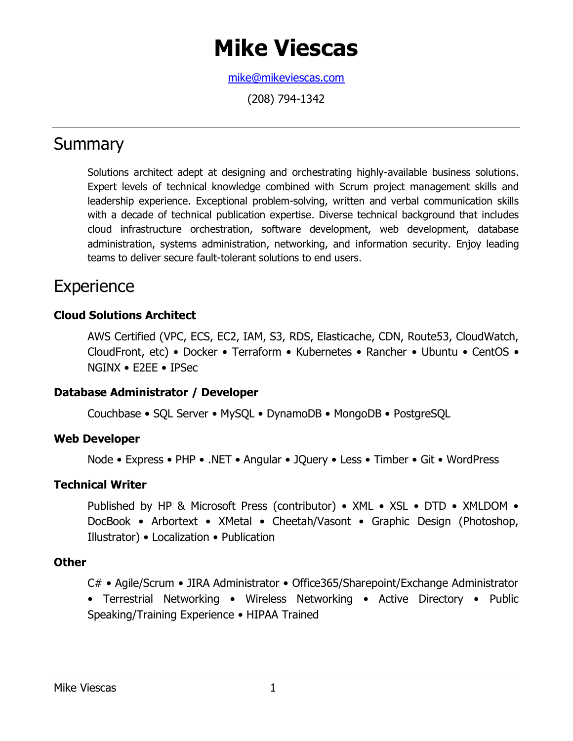# Mike Viescas

mike@mikeviescas.com

(208) 794-1342

---

## Summary

Solutions architect adept at designing and orchestrating highly-available business solutions. Expert levels of technical knowledge combined with Scrum project management skills and leadership experience. Exceptional problem-solving, written and verbal communication skills with a decade of technical publication expertise. Diverse technical background that includes cloud infrastructure orchestration, software development, web development, database administration, systems administration, networking, and information security. Enjoy leading teams to deliver secure fault-tolerant solutions to end users.

## Experience

### Cloud Solutions Architect

AWS Certified (VPC, ECS, EC2, IAM, S3, RDS, Elasticache, CDN, Route53, CloudWatch, CloudFront, etc) • Docker • Terraform • Kubernetes • Rancher • Ubuntu • CentOS • NGINX • E2EE • IPSec

### Database Administrator / Developer

Couchbase • SQL Server • MySQL • DynamoDB • MongoDB • PostgreSQL

### Web Developer

Node • Express • PHP • .NET • Angular • JQuery • Less • Timber • Git • WordPress

### Technical Writer

Published by HP & Microsoft Press (contributor) • XML • XSL • DTD • XMLDOM • DocBook • Arbortext • XMetal • Cheetah/Vasont • Graphic Design (Photoshop, Illustrator) • Localization • Publication

### Other

C# • Agile/Scrum • JIRA Administrator • Office365/Sharepoint/Exchange Administrator • Terrestrial Networking • Wireless Networking • Active Directory • Public Speaking/Training Experience • HIPAA Trained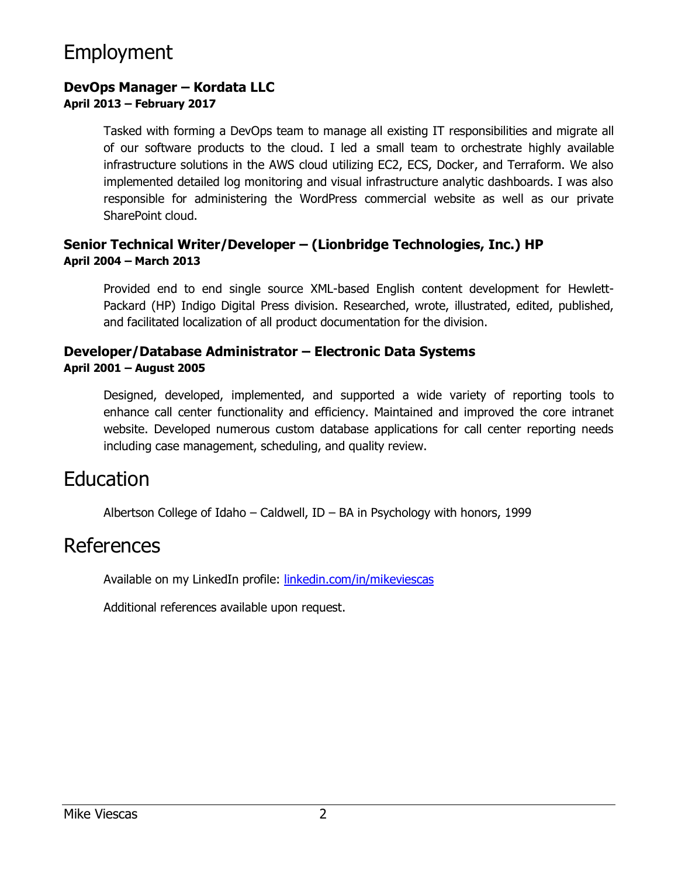# Employment

### DevOps Manager – Kordata LLC
**April 2013 – February 2017**

Tasked with forming a DevOps team to manage all existing IT responsibilities and migrate all of our software products to the cloud. I led a small team to orchestrate highly available infrastructure solutions in the AWS cloud utilizing EC2, ECS, Docker, and Terraform. We also implemented detailed log monitoring and visual infrastructure analytic dashboards. I was also responsible for administering the WordPress commercial website as well as our private SharePoint cloud.

### Senior Technical Writer/Developer – (Lionbridge Technologies, Inc.) HP
**April 2004 – March 2013**

Provided end to end single source XML-based English content development for Hewlett-Packard (HP) Indigo Digital Press division. Researched, wrote, illustrated, edited, published, and facilitated localization of all product documentation for the division.

### Developer/Database Administrator – Electronic Data Systems
**April 2001 – August 2005**

Designed, developed, implemented, and supported a wide variety of reporting tools to enhance call center functionality and efficiency. Maintained and improved the core intranet website. Developed numerous custom database applications for call center reporting needs including case management, scheduling, and quality review.

# Education

Albertson College of Idaho – Caldwell, ID – BA in Psychology with honors, 1999

# References

Available on my LinkedIn profile: [linkedin.com/in/mikeviescas](https://linkedin.com/in/mikeviescas)

Additional references available upon request.